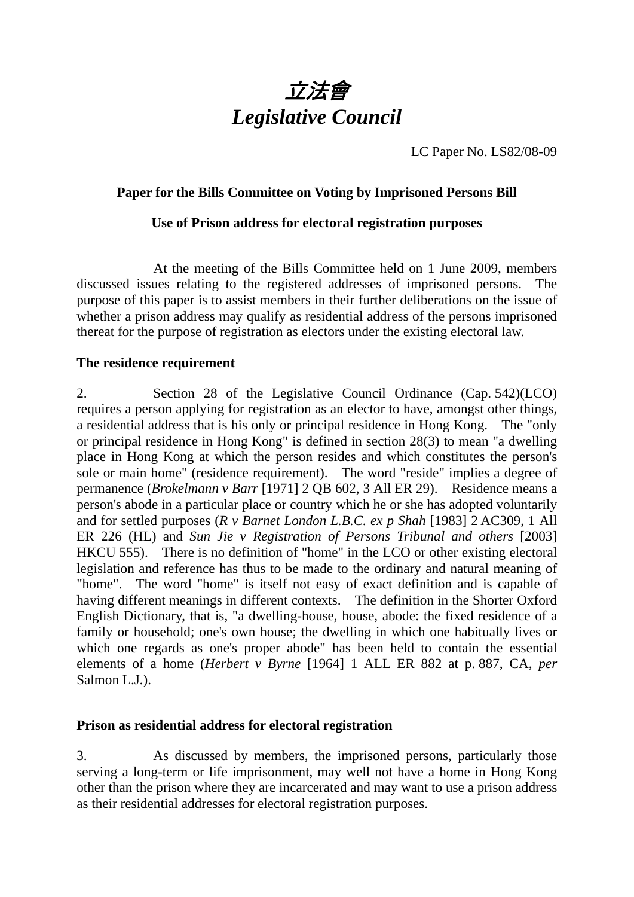# *立法會*
# *Legislative Council*

LC Paper No. LS82/08-09

**Paper for the Bills Committee on Voting by Imprisoned Persons Bill**

**Use of Prison address for electoral registration purposes**

At the meeting of the Bills Committee held on 1 June 2009, members discussed issues relating to the registered addresses of imprisoned persons. The purpose of this paper is to assist members in their further deliberations on the issue of whether a prison address may qualify as residential address of the persons imprisoned thereat for the purpose of registration as electors under the existing electoral law.

**The residence requirement**

2. Section 28 of the Legislative Council Ordinance (Cap. 542)(LCO) requires a person applying for registration as an elector to have, amongst other things, a residential address that is his only or principal residence in Hong Kong. The "only or principal residence in Hong Kong" is defined in section 28(3) to mean "a dwelling place in Hong Kong at which the person resides and which constitutes the person's sole or main home" (residence requirement). The word "reside" implies a degree of permanence (*Brokelmann v Barr* [1971] 2 QB 602, 3 All ER 29). Residence means a person's abode in a particular place or country which he or she has adopted voluntarily and for settled purposes (*R v Barnet London L.B.C. ex p Shah* [1983] 2 AC309, 1 All ER 226 (HL) and *Sun Jie v Registration of Persons Tribunal and others* [2003] HKCU 555). There is no definition of "home" in the LCO or other existing electoral legislation and reference has thus to be made to the ordinary and natural meaning of "home". The word "home" is itself not easy of exact definition and is capable of having different meanings in different contexts. The definition in the Shorter Oxford English Dictionary, that is, "a dwelling-house, house, abode: the fixed residence of a family or household; one's own house; the dwelling in which one habitually lives or which one regards as one's proper abode" has been held to contain the essential elements of a home (*Herbert v Byrne* [1964] 1 ALL ER 882 at p. 887, CA, *per* Salmon L.J.).

**Prison as residential address for electoral registration**

3. As discussed by members, the imprisoned persons, particularly those serving a long-term or life imprisonment, may well not have a home in Hong Kong other than the prison where they are incarcerated and may want to use a prison address as their residential addresses for electoral registration purposes.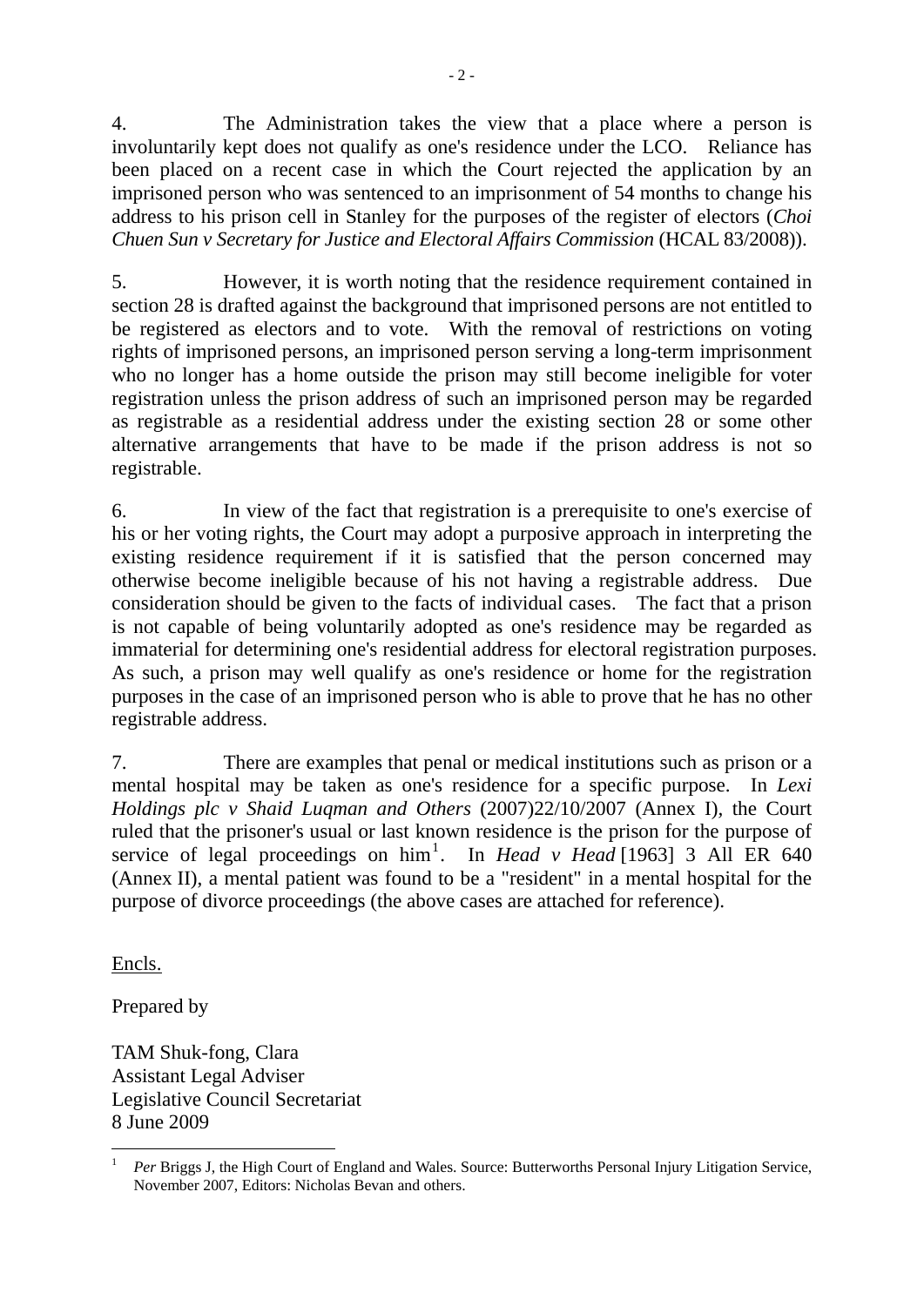4. The Administration takes the view that a place where a person is involuntarily kept does not qualify as one's residence under the LCO. Reliance has been placed on a recent case in which the Court rejected the application by an imprisoned person who was sentenced to an imprisonment of 54 months to change his address to his prison cell in Stanley for the purposes of the register of electors (*Choi Chuen Sun v Secretary for Justice and Electoral Affairs Commission* (HCAL 83/2008)).

5. However, it is worth noting that the residence requirement contained in section 28 is drafted against the background that imprisoned persons are not entitled to be registered as electors and to vote. With the removal of restrictions on voting rights of imprisoned persons, an imprisoned person serving a long-term imprisonment who no longer has a home outside the prison may still become ineligible for voter registration unless the prison address of such an imprisoned person may be regarded as registrable as a residential address under the existing section 28 or some other alternative arrangements that have to be made if the prison address is not so registrable.

6. In view of the fact that registration is a prerequisite to one's exercise of his or her voting rights, the Court may adopt a purposive approach in interpreting the existing residence requirement if it is satisfied that the person concerned may otherwise become ineligible because of his not having a registrable address. Due consideration should be given to the facts of individual cases. The fact that a prison is not capable of being voluntarily adopted as one's residence may be regarded as immaterial for determining one's residential address for electoral registration purposes. As such, a prison may well qualify as one's residence or home for the registration purposes in the case of an imprisoned person who is able to prove that he has no other registrable address.

7. There are examples that penal or medical institutions such as prison or a mental hospital may be taken as one's residence for a specific purpose. In *Lexi Holdings plc v Shaid Luqman and Others* (2007)22/10/2007 (Annex I), the Court ruled that the prisoner's usual or last known residence is the prison for the purpose of service of legal proceedings on him[1]. In *Head v Head* [1963] 3 All ER 640 (Annex II), a mental patient was found to be a "resident" in a mental hospital for the purpose of divorce proceedings (the above cases are attached for reference).

Encls.

Prepared by

TAM Shuk-fong, Clara
Assistant Legal Adviser
Legislative Council Secretariat
8 June 2009

---

[1] *Per* Briggs J, the High Court of England and Wales. Source: Butterworths Personal Injury Litigation Service, November 2007, Editors: Nicholas Bevan and others.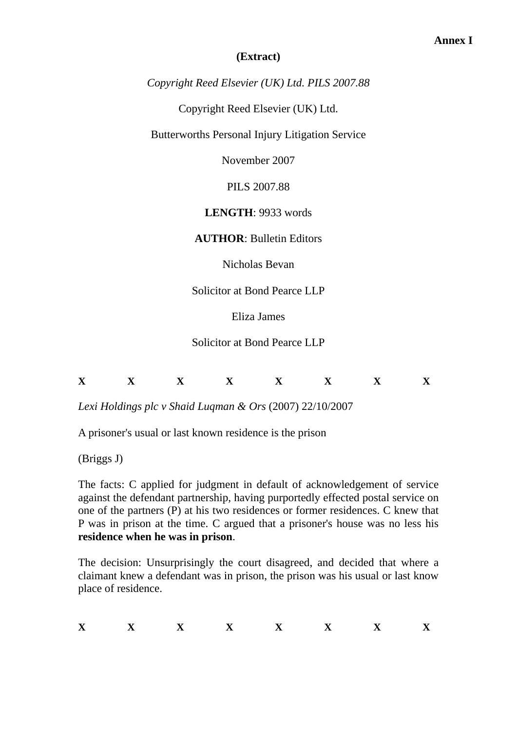**Annex I**

**(Extract)**

*Copyright Reed Elsevier (UK) Ltd. PILS 2007.88*

Copyright Reed Elsevier (UK) Ltd.

Butterworths Personal Injury Litigation Service

November 2007

PILS 2007.88

**LENGTH**: 9933 words

**AUTHOR**: Bulletin Editors

Nicholas Bevan

Solicitor at Bond Pearce LLP

Eliza James

Solicitor at Bond Pearce LLP

**X X X X X X X X**

*Lexi Holdings plc v Shaid Luqman & Ors* (2007) 22/10/2007

A prisoner's usual or last known residence is the prison

(Briggs J)

The facts: C applied for judgment in default of acknowledgement of service against the defendant partnership, having purportedly effected postal service on one of the partners (P) at his two residences or former residences. C knew that P was in prison at the time. C argued that a prisoner's house was no less his **residence when he was in prison**.

The decision: Unsurprisingly the court disagreed, and decided that where a claimant knew a defendant was in prison, the prison was his usual or last know place of residence.

**X X X X X X X X**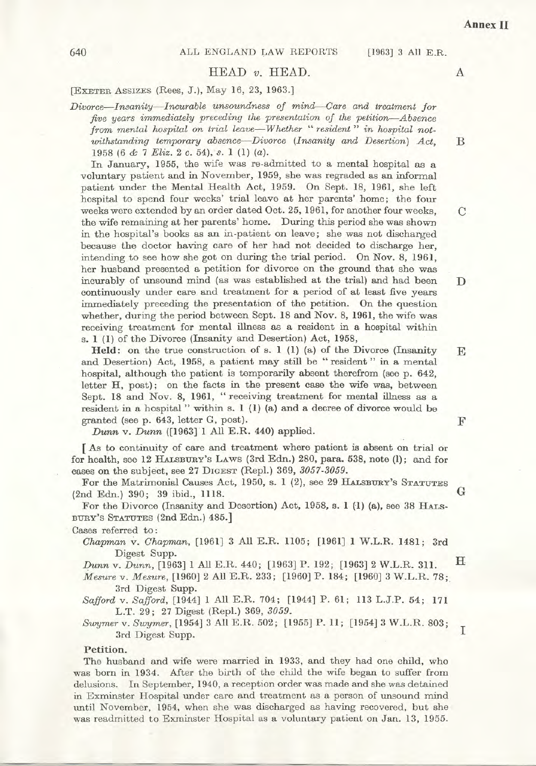**Annex II**

# HEAD v. HEAD.

[EXETER ASSIZES (Rees, J.), May 16, 23, 1963.]

*Divorce—Insanity—Incurable unsoundness of mind—Care and treatment for five years immediately preceding the presentation of the petition—Absence from mental hospital on trial leave—Whether "resident" in hospital notwithstanding temporary absence—Divorce (Insanity and Desertion) Act, 1958 (6 & 7 Eliz. 2 c. 54), s. 1 (1) (a).*

In January, 1955, the wife was re-admitted to a mental hospital as a voluntary patient and in November, 1959, she was regraded as an informal patient under the Mental Health Act, 1959. On Sept. 18, 1961, she left hospital to spend four weeks' trial leave at her parents' home; the four weeks were extended by an order dated Oct. 25, 1961, for another four weeks, the wife remaining at her parents' home. During this period she was shown in the hospital's books as an in-patient on leave; she was not discharged because the doctor having care of her had not decided to discharge her, intending to see how she got on during the trial period. On Nov. 8, 1961, her husband presented a petition for divorce on the ground that she was incurably of unsound mind (as was established at the trial) and had been continuously under care and treatment for a period of at least five years immediately preceding the presentation of the petition. On the question whether, during the period between Sept. 18 and Nov. 8, 1961, the wife was receiving treatment for mental illness as a resident in a hospital within s. 1 (1) of the Divorce (Insanity and Desertion) Act, 1958,

**Held**: on the true construction of s. 1 (1) (a) of the Divorce (Insanity and Desertion) Act, 1958, a patient may still be "resident" in a mental hospital, although the patient is temporarily absent therefrom (see p. 642, letter H, post); on the facts in the present case the wife was, between Sept. 18 and Nov. 8, 1961, "receiving treatment for mental illness as a resident in a hospital" within s. 1 (1) (a) and a decree of divorce would be granted (see p. 643, letter G, post).

*Dunn* v. *Dunn* ([1963] 1 All E.R. 440) applied.

[As to continuity of care and treatment where patient is absent on trial or for health, see 12 HALSBURY'S LAWS (3rd Edn.) 280, para. 538, note (l); and for cases on the subject, see 27 DIGEST (Repl.) 369, *3057-3059*.

For the Matrimonial Causes Act, 1950, s. 1 (2), see 29 HALSBURY'S STATUTES (2nd Edn.) 390; 39 ibid., 1118.

For the Divorce (Insanity and Desertion) Act, 1958, s. 1 (1) (a), see 38 HALSBURY'S STATUTES (2nd Edn.) 485.]

Cases referred to:

*Chapman* v. *Chapman*, [1961] 3 All E.R. 1105; [1961] 1 W.L.R. 1481; 3rd Digest Supp.

*Dunn* v. *Dunn*, [1963] 1 All E.R. 440; [1963] P. 192; [1963] 2 W.L.R. 311.

*Mesure* v. *Mesure*, [1960] 2 All E.R. 233; [1960] P. 184; [1960] 3 W.L.R. 78; 3rd Digest Supp.

*Safford* v. *Safford*, [1944] 1 All E.R. 704; [1944] P. 61; 113 L.J.P. 54; 171 L.T. 29; 27 Digest (Repl.) 369, *3059*.

*Swymer* v. *Swymer*, [1954] 3 All E.R. 502; [1955] P. 11; [1954] 3 W.L.R. 803; 3rd Digest Supp.

**Petition.**

The husband and wife were married in 1933, and they had one child, who was born in 1934. After the birth of the child the wife began to suffer from delusions. In September, 1940, a reception order was made and she was detained in Exminster Hospital under care and treatment as a person of unsound mind until November, 1954, when she was discharged as having recovered, but she was readmitted to Exminster Hospital as a voluntary patient on Jan. 13, 1955.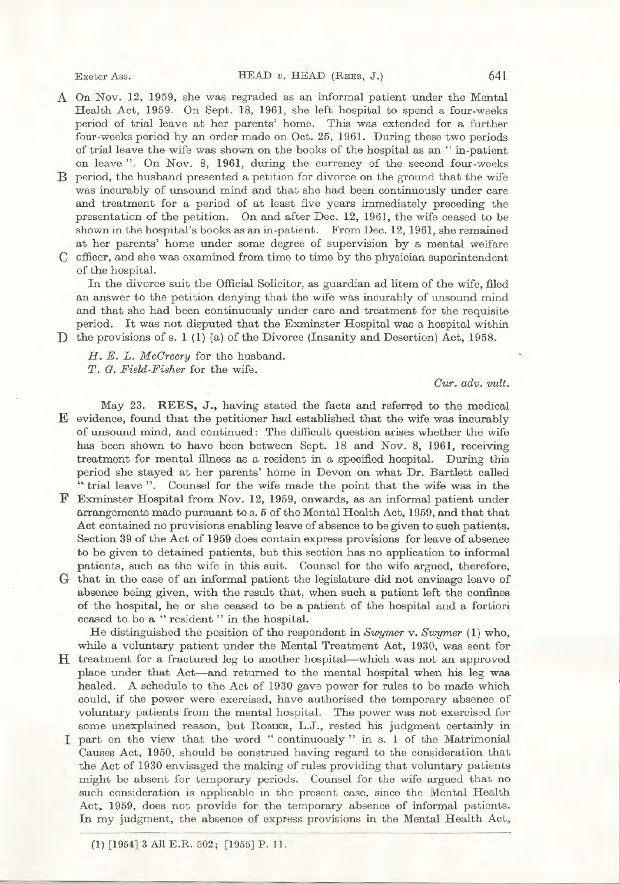On Nov. 12, 1959, she was regraded as an informal patient under the Mental Health Act, 1959. On Sept. 18, 1961, she left hospital to spend a four-weeks period of trial leave at her parents' home. This was extended for a further four-weeks period by an order made on Oct. 25, 1961. During these two periods of trial leave the wife was shown on the books of the hospital as an " in-patient on leave ". On Nov. 8, 1961, during the currency of the second four-weeks period, the husband presented a petition for divorce on the ground that the wife was incurably of unsound mind and that she had been continuously under care and treatment for a period of at least five years immediately preceding the presentation of the petition. On and after Dec. 12, 1961, the wife ceased to be shown in the hospital's books as an in-patient. From Dec. 12, 1961, she remained at her parents' home under some degree of supervision by a mental welfare officer, and she was examined from time to time by the physician superintendent of the hospital.

In the divorce suit the Official Solicitor, as guardian ad litem of the wife, filed an answer to the petition denying that the wife was incurably of unsound mind and that she had been continuously under care and treatment for the requisite period. It was not disputed that the Exminster Hospital was a hospital within the provisions of s. 1 (1) (a) of the Divorce (Insanity and Desertion) Act, 1958.

*H. E. L. McCreery* for the husband.
*T. G. Field-Fisher* for the wife.

*Cur. adv. vult.*

May 23. **REES, J.,** having stated the facts and referred to the medical evidence, found that the petitioner had established that the wife was incurably of unsound mind, and continued: The difficult question arises whether the wife has been shown to have been between Sept. 18 and Nov. 8, 1961, receiving treatment for mental illness as a resident in a specified hospital. During this period she stayed at her parents' home in Devon on what Dr. Bartlett called " trial leave ". Counsel for the wife made the point that the wife was in the Exminster Hospital from Nov. 12, 1959, onwards, as an informal patient under arrangements made pursuant to s. 5 of the Mental Health Act, 1959, and that that Act contained no provisions enabling leave of absence to be given to such patients. Section 39 of the Act of 1959 does contain express provisions for leave of absence to be given to detained patients, but this section has no application to informal patients, such as the wife in this suit. Counsel for the wife argued, therefore, that in the case of an informal patient the legislature did not envisage leave of absence being given, with the result that, when such a patient left the confines of the hospital, he or she ceased to be a patient of the hospital and a fortiori ceased to be a " resident " in the hospital.

He distinguished the position of the respondent in *Swymer* v. *Swymer* (1) who, while a voluntary patient under the Mental Treatment Act, 1930, was sent for treatment for a fractured leg to another hospital—which was not an approved place under that Act—and returned to the mental hospital when his leg was healed. A schedule to the Act of 1930 gave power for rules to be made which could, if the power were exercised, have authorised the temporary absence of voluntary patients from the mental hospital. The power was not exercised for some unexplained reason, but ROMER, L.J., rested his judgment certainly in part on the view that the word " continuously " in s. 1 of the Matrimonial Causes Act, 1950, should be construed having regard to the consideration that the Act of 1930 envisaged the making of rules providing that voluntary patients might be absent for temporary periods. Counsel for the wife argued that no such consideration is applicable in the present case, since the Mental Health Act, 1959, does not provide for the temporary absence of informal patients. In my judgment, the absence of express provisions in the Mental Health Act,

(1) [1954] 3 All E.R. 502; [1955] P. 11.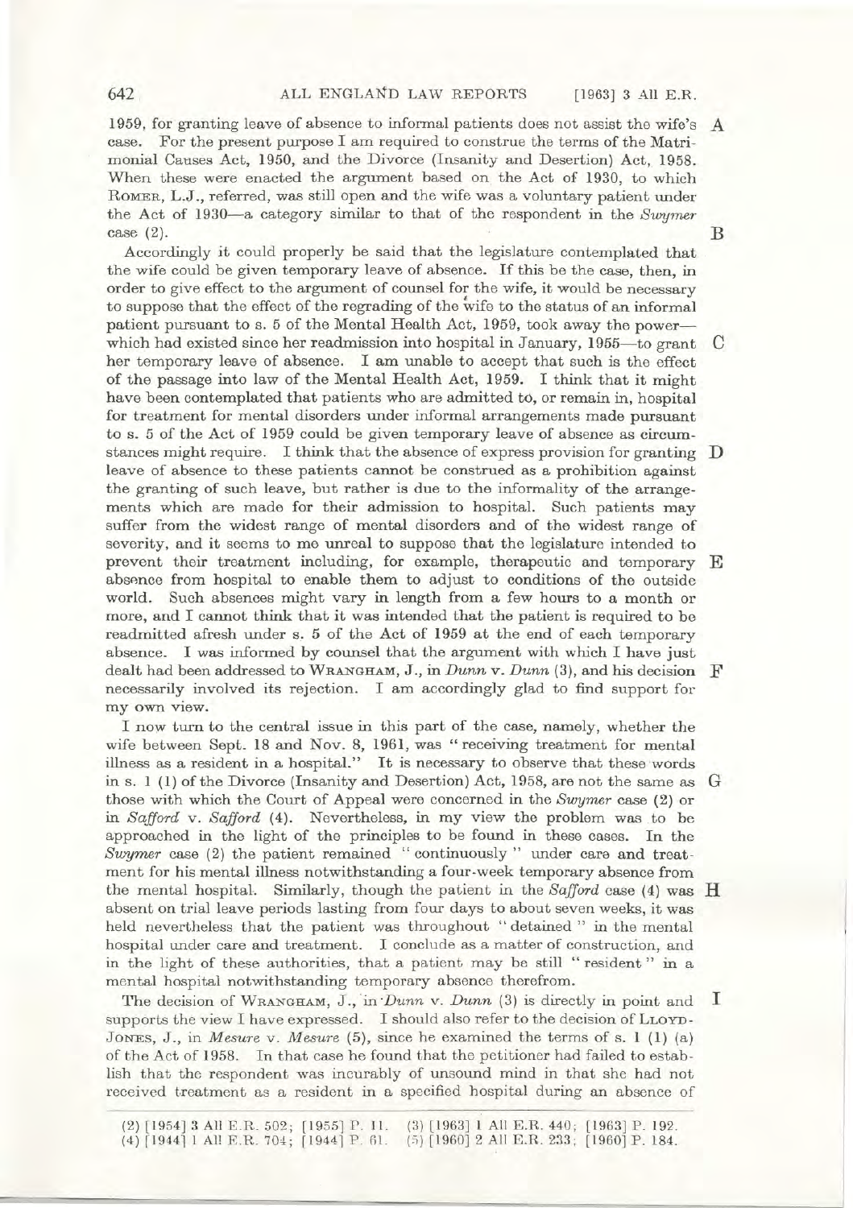1959, for granting leave of absence to informal patients does not assist the wife's case. For the present purpose I am required to construe the terms of the Matrimonial Causes Act, 1950, and the Divorce (Insanity and Desertion) Act, 1958. When these were enacted the argument based on the Act of 1930, to which ROMER, L.J., referred, was still open and the wife was a voluntary patient under the Act of 1930—a category similar to that of the respondent in the *Swymer* case (2).

Accordingly it could properly be said that the legislature contemplated that the wife could be given temporary leave of absence. If this be the case, then, in order to give effect to the argument of counsel for the wife, it would be necessary to suppose that the effect of the regrading of the wife to the status of an informal patient pursuant to s. 5 of the Mental Health Act, 1959, took away the power—which had existed since her readmission into hospital in January, 1955—to grant her temporary leave of absence. I am unable to accept that such is the effect of the passage into law of the Mental Health Act, 1959. I think that it might have been contemplated that patients who are admitted to, or remain in, hospital for treatment for mental disorders under informal arrangements made pursuant to s. 5 of the Act of 1959 could be given temporary leave of absence as circumstances might require. I think that the absence of express provision for granting leave of absence to these patients cannot be construed as a prohibition against the granting of such leave, but rather is due to the informality of the arrangements which are made for their admission to hospital. Such patients may suffer from the widest range of mental disorders and of the widest range of severity, and it seems to me unreal to suppose that the legislature intended to prevent their treatment including, for example, therapeutic and temporary absence from hospital to enable them to adjust to conditions of the outside world. Such absences might vary in length from a few hours to a month or more, and I cannot think that it was intended that the patient is required to be readmitted afresh under s. 5 of the Act of 1959 at the end of each temporary absence. I was informed by counsel that the argument with which I have just dealt had been addressed to WRANGHAM, J., in *Dunn* v. *Dunn* (3), and his decision necessarily involved its rejection. I am accordingly glad to find support for my own view.

I now turn to the central issue in this part of the case, namely, whether the wife between Sept. 18 and Nov. 8, 1961, was "receiving treatment for mental illness as a resident in a hospital." It is necessary to observe that these words in s. 1 (1) of the Divorce (Insanity and Desertion) Act, 1958, are not the same as those with which the Court of Appeal were concerned in the *Swymer* case (2) or in *Safford* v. *Safford* (4). Nevertheless, in my view the problem was to be approached in the light of the principles to be found in these cases. In the *Swymer* case (2) the patient remained "continuously" under care and treatment for his mental illness notwithstanding a four-week temporary absence from the mental hospital. Similarly, though the patient in the *Safford* case (4) was absent on trial leave periods lasting from four days to about seven weeks, it was held nevertheless that the patient was throughout "detained" in the mental hospital under care and treatment. I conclude as a matter of construction, and in the light of these authorities, that a patient may be still "resident" in a mental hospital notwithstanding temporary absence therefrom.

The decision of WRANGHAM, J., in *Dunn* v. *Dunn* (3) is directly in point and supports the view I have expressed. I should also refer to the decision of LLOYD-JONES, J., in *Mesure* v. *Mesure* (5), since he examined the terms of s. 1 (1) (a) of the Act of 1958. In that case he found that the petitioner had failed to establish that the respondent was incurably of unsound mind in that she had not received treatment as a resident in a specified hospital during an absence of

(2) [1954] 3 All E.R. 502; [1955] P. 11.
(3) [1963] 1 All E.R. 440; [1963] P. 192.
(4) [1944] 1 All E.R. 704; [1944] P. 61.
(5) [1960] 2 All E.R. 233; [1960] P. 184.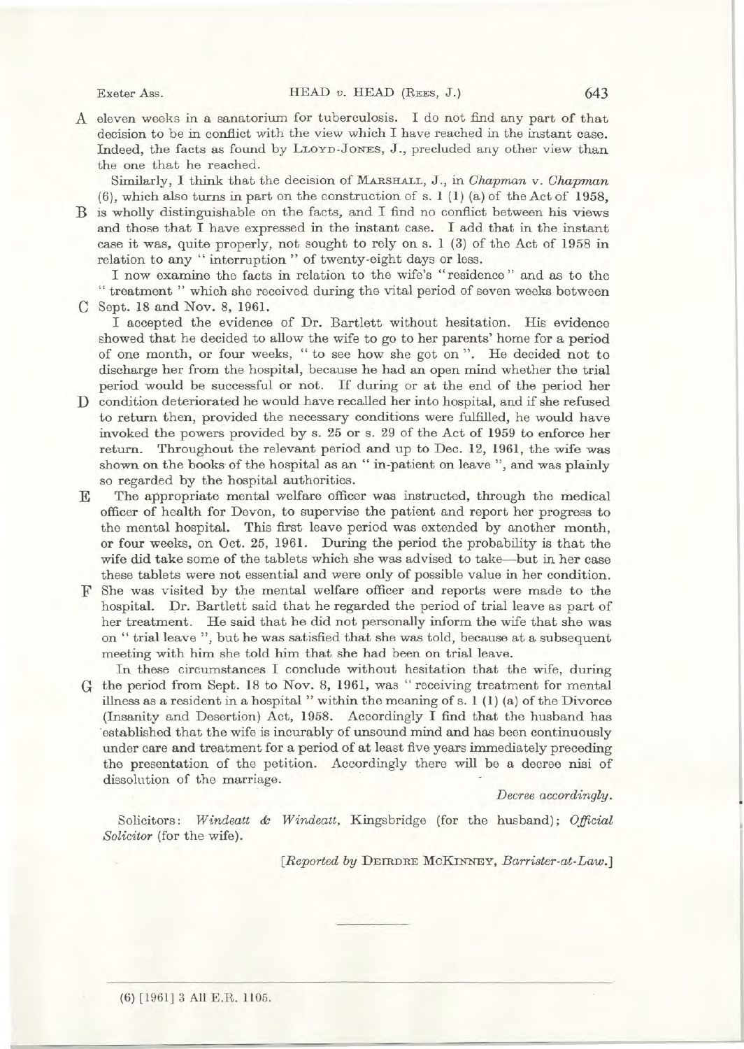eleven weeks in a sanatorium for tuberculosis. I do not find any part of that decision to be in conflict with the view which I have reached in the instant case. Indeed, the facts as found by LLOYD-JONES, J., precluded any other view than the one that he reached.

Similarly, I think that the decision of MARSHALL, J., in *Chapman* v. *Chapman* (6), which also turns in part on the construction of s. 1 (1) (a) of the Act of 1958, is wholly distinguishable on the facts, and I find no conflict between his views and those that I have expressed in the instant case. I add that in the instant case it was, quite properly, not sought to rely on s. 1 (3) of the Act of 1958 in relation to any " interruption " of twenty-eight days or less.

I now examine the facts in relation to the wife's "residence" and as to the "treatment" which she received during the vital period of seven weeks between Sept. 18 and Nov. 8, 1961.

I accepted the evidence of Dr. Bartlett without hesitation. His evidence showed that he decided to allow the wife to go to her parents' home for a period of one month, or four weeks, " to see how she got on ". He decided not to discharge her from the hospital, because he had an open mind whether the trial period would be successful or not. If during or at the end of the period her condition deteriorated he would have recalled her into hospital, and if she refused to return then, provided the necessary conditions were fulfilled, he would have invoked the powers provided by s. 25 or s. 29 of the Act of 1959 to enforce her return. Throughout the relevant period and up to Dec. 12, 1961, the wife was shown on the books of the hospital as an " in-patient on leave ", and was plainly so regarded by the hospital authorities.

The appropriate mental welfare officer was instructed, through the medical officer of health for Devon, to supervise the patient and report her progress to the mental hospital. This first leave period was extended by another month, or four weeks, on Oct. 25, 1961. During the period the probability is that the wife did take some of the tablets which she was advised to take—but in her case these tablets were not essential and were only of possible value in her condition. She was visited by the mental welfare officer and reports were made to the hospital. Dr. Bartlett said that he regarded the period of trial leave as part of her treatment. He said that he did not personally inform the wife that she was on " trial leave ", but he was satisfied that she was told, because at a subsequent meeting with him she told him that she had been on trial leave.

In these circumstances I conclude without hesitation that the wife, during the period from Sept. 18 to Nov. 8, 1961, was " receiving treatment for mental illness as a resident in a hospital " within the meaning of s. 1 (1) (a) of the Divorce (Insanity and Desertion) Act, 1958. Accordingly I find that the husband has established that the wife is incurably of unsound mind and has been continuously under care and treatment for a period of at least five years immediately preceding the presentation of the petition. Accordingly there will be a decree nisi of dissolution of the marriage.

*Decree accordingly.*

Solicitors: *Windeatt & Windeatt*, Kingsbridge (for the husband); *Official Solicitor* (for the wife).

[*Reported by* DEIRDRE MCKINNEY, *Barrister-at-Law.*]

(6) [1961] 3 All E.R. 1105.